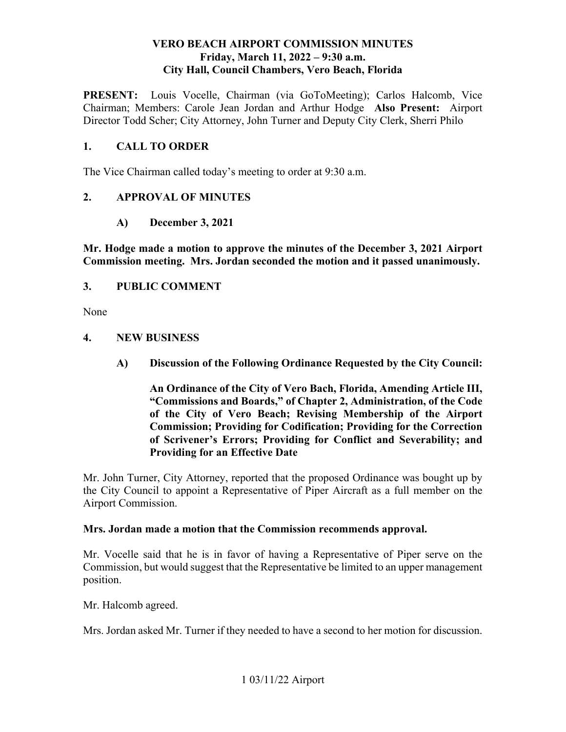# VERO BEACH AIRPORT COMMISSION MINUTES
## Friday, March 11, 2022 – 9:30 a.m.
## City Hall, Council Chambers, Vero Beach, Florida

**PRESENT:** Louis Vocelle, Chairman (via GoToMeeting); Carlos Halcomb, Vice Chairman; Members: Carole Jean Jordan and Arthur Hodge **Also Present:** Airport Director Todd Scher; City Attorney, John Turner and Deputy City Clerk, Sherri Philo

## 1. CALL TO ORDER

The Vice Chairman called today's meeting to order at 9:30 a.m.

## 2. APPROVAL OF MINUTES

### A) December 3, 2021

**Mr. Hodge made a motion to approve the minutes of the December 3, 2021 Airport Commission meeting. Mrs. Jordan seconded the motion and it passed unanimously.**

## 3. PUBLIC COMMENT

None

## 4. NEW BUSINESS

### A) Discussion of the Following Ordinance Requested by the City Council:

**An Ordinance of the City of Vero Bach, Florida, Amending Article III, "Commissions and Boards," of Chapter 2, Administration, of the Code of the City of Vero Beach; Revising Membership of the Airport Commission; Providing for Codification; Providing for the Correction of Scrivener's Errors; Providing for Conflict and Severability; and Providing for an Effective Date**

Mr. John Turner, City Attorney, reported that the proposed Ordinance was bought up by the City Council to appoint a Representative of Piper Aircraft as a full member on the Airport Commission.

**Mrs. Jordan made a motion that the Commission recommends approval.**

Mr. Vocelle said that he is in favor of having a Representative of Piper serve on the Commission, but would suggest that the Representative be limited to an upper management position.

Mr. Halcomb agreed.

Mrs. Jordan asked Mr. Turner if they needed to have a second to her motion for discussion.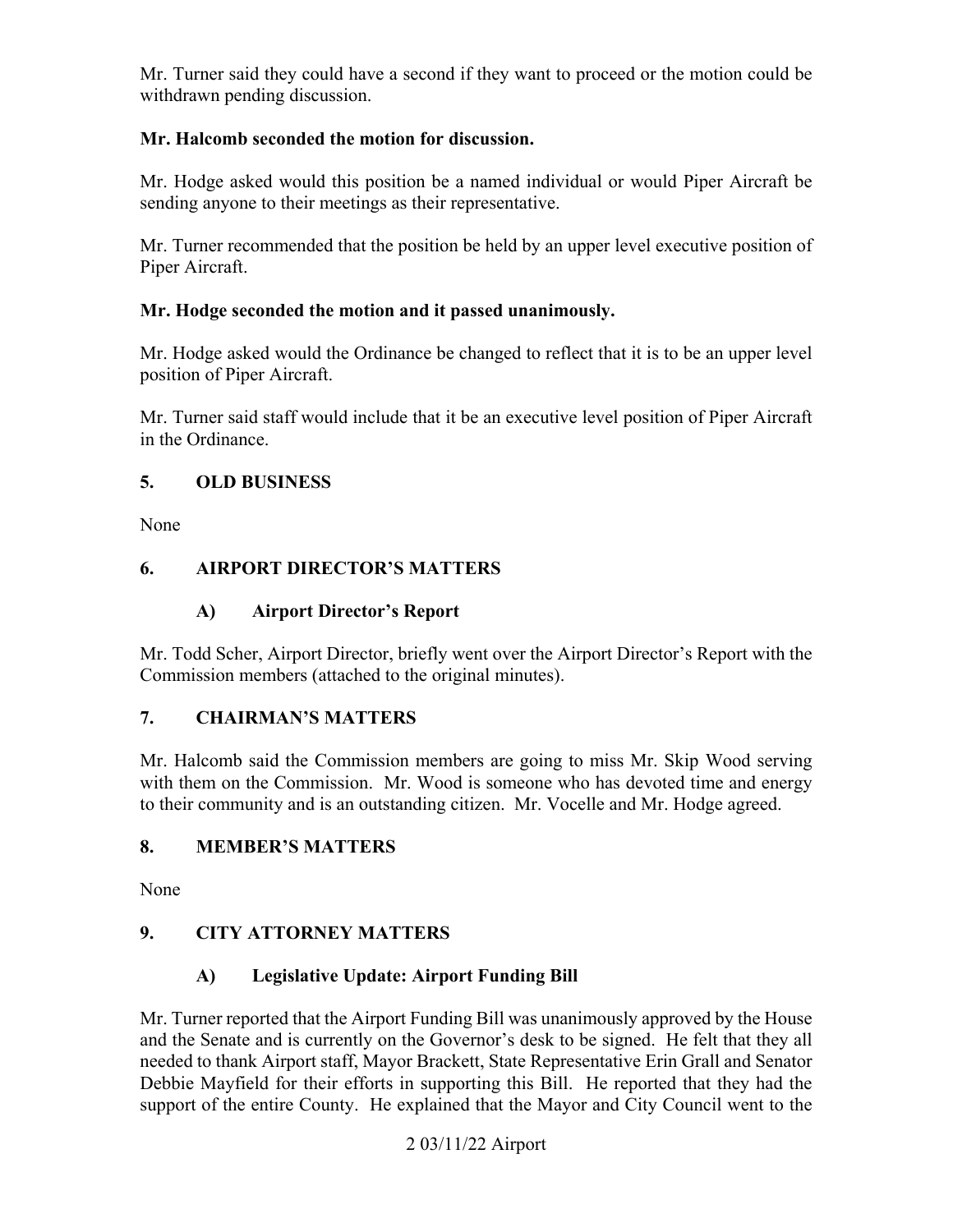Mr. Turner said they could have a second if they want to proceed or the motion could be withdrawn pending discussion.

**Mr. Halcomb seconded the motion for discussion.**

Mr. Hodge asked would this position be a named individual or would Piper Aircraft be sending anyone to their meetings as their representative.

Mr. Turner recommended that the position be held by an upper level executive position of Piper Aircraft.

**Mr. Hodge seconded the motion and it passed unanimously.**

Mr. Hodge asked would the Ordinance be changed to reflect that it is to be an upper level position of Piper Aircraft.

Mr. Turner said staff would include that it be an executive level position of Piper Aircraft in the Ordinance.

## 5. OLD BUSINESS

None

## 6. AIRPORT DIRECTOR'S MATTERS

### A) Airport Director's Report

Mr. Todd Scher, Airport Director, briefly went over the Airport Director's Report with the Commission members (attached to the original minutes).

## 7. CHAIRMAN'S MATTERS

Mr. Halcomb said the Commission members are going to miss Mr. Skip Wood serving with them on the Commission. Mr. Wood is someone who has devoted time and energy to their community and is an outstanding citizen. Mr. Vocelle and Mr. Hodge agreed.

## 8. MEMBER'S MATTERS

None

## 9. CITY ATTORNEY MATTERS

### A) Legislative Update: Airport Funding Bill

Mr. Turner reported that the Airport Funding Bill was unanimously approved by the House and the Senate and is currently on the Governor's desk to be signed. He felt that they all needed to thank Airport staff, Mayor Brackett, State Representative Erin Grall and Senator Debbie Mayfield for their efforts in supporting this Bill. He reported that they had the support of the entire County. He explained that the Mayor and City Council went to the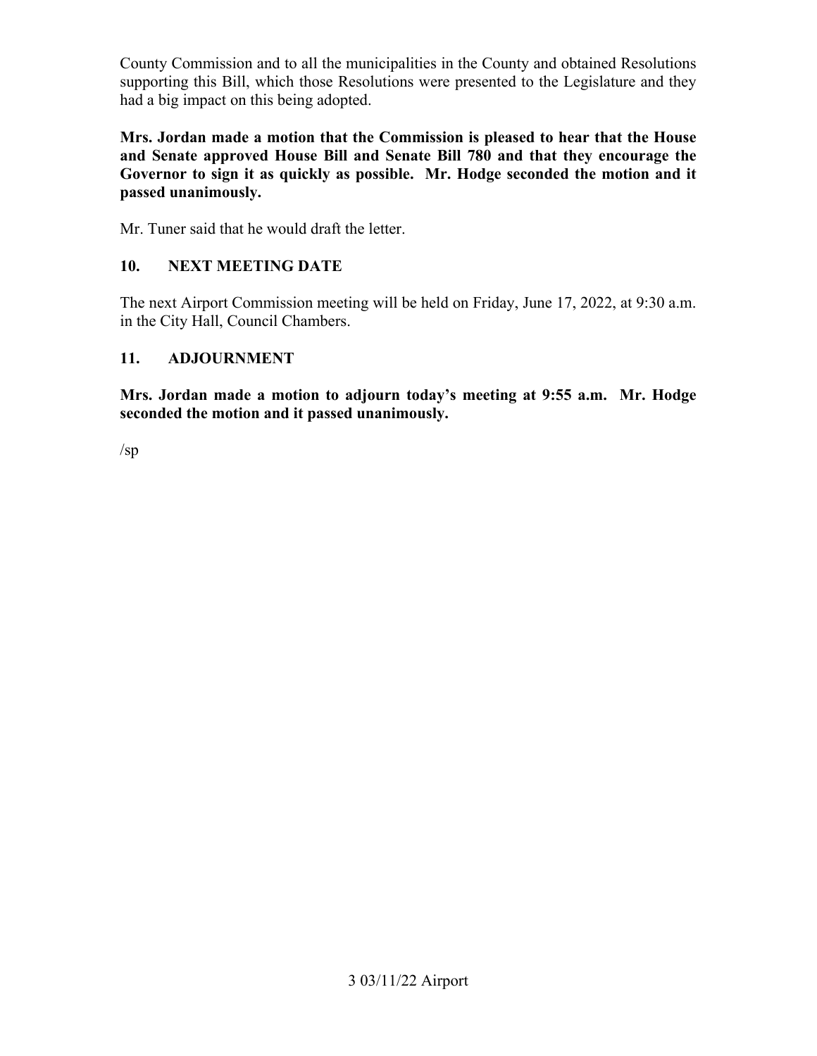County Commission and to all the municipalities in the County and obtained Resolutions supporting this Bill, which those Resolutions were presented to the Legislature and they had a big impact on this being adopted.

**Mrs. Jordan made a motion that the Commission is pleased to hear that the House and Senate approved House Bill and Senate Bill 780 and that they encourage the Governor to sign it as quickly as possible. Mr. Hodge seconded the motion and it passed unanimously.**

Mr. Tuner said that he would draft the letter.

## 10. NEXT MEETING DATE

The next Airport Commission meeting will be held on Friday, June 17, 2022, at 9:30 a.m. in the City Hall, Council Chambers.

## 11. ADJOURNMENT

**Mrs. Jordan made a motion to adjourn today's meeting at 9:55 a.m. Mr. Hodge seconded the motion and it passed unanimously.**

/sp